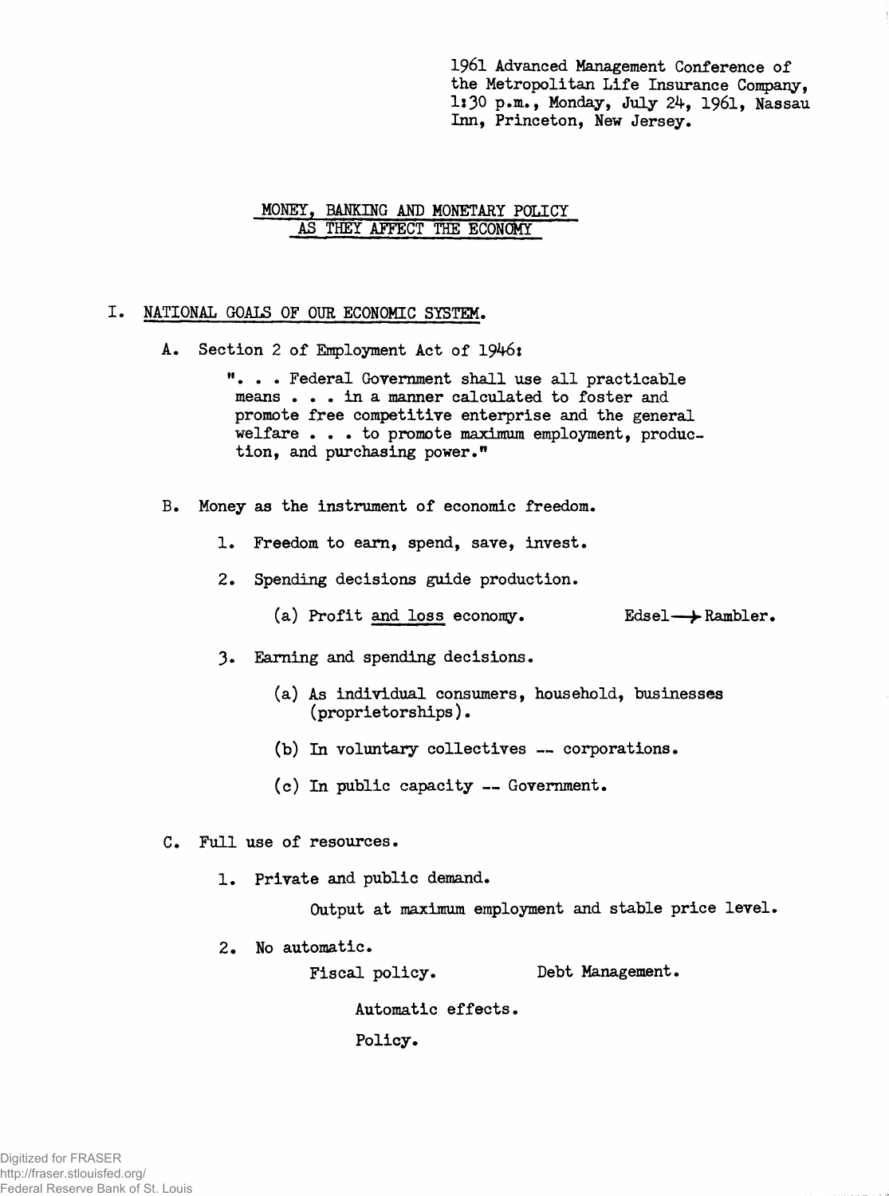1961 Advanced Management Conference of the Metropolitan Life Insurance Company, 1:30 p.m., Monday, July 24, 1961, Nassau Inn, Princeton, New Jersey.

# MONEY, BANKING AND MONETARY POLICY AS THEY AFFECT THE ECONOMY

## I. NATIONAL GOALS OF OUR ECONOMIC SYSTEM.

A. Section 2 of Employment Act of 1946:

> ". . . Federal Government shall use all practicable means . . . in a manner calculated to foster and promote free competitive enterprise and the general welfare . . . to promote maximum employment, production, and purchasing power."

B. Money as the instrument of economic freedom.

1. Freedom to earn, spend, save, invest.

2. Spending decisions guide production.

   (a) Profit and loss economy. Edsel → Rambler.

3. Earning and spending decisions.

   (a) As individual consumers, household, businesses (proprietorships).

   (b) In voluntary collectives -- corporations.

   (c) In public capacity -- Government.

C. Full use of resources.

1. Private and public demand.

   Output at maximum employment and stable price level.

2. No automatic.

   Fiscal policy. Debt Management.

   Automatic effects.

   Policy.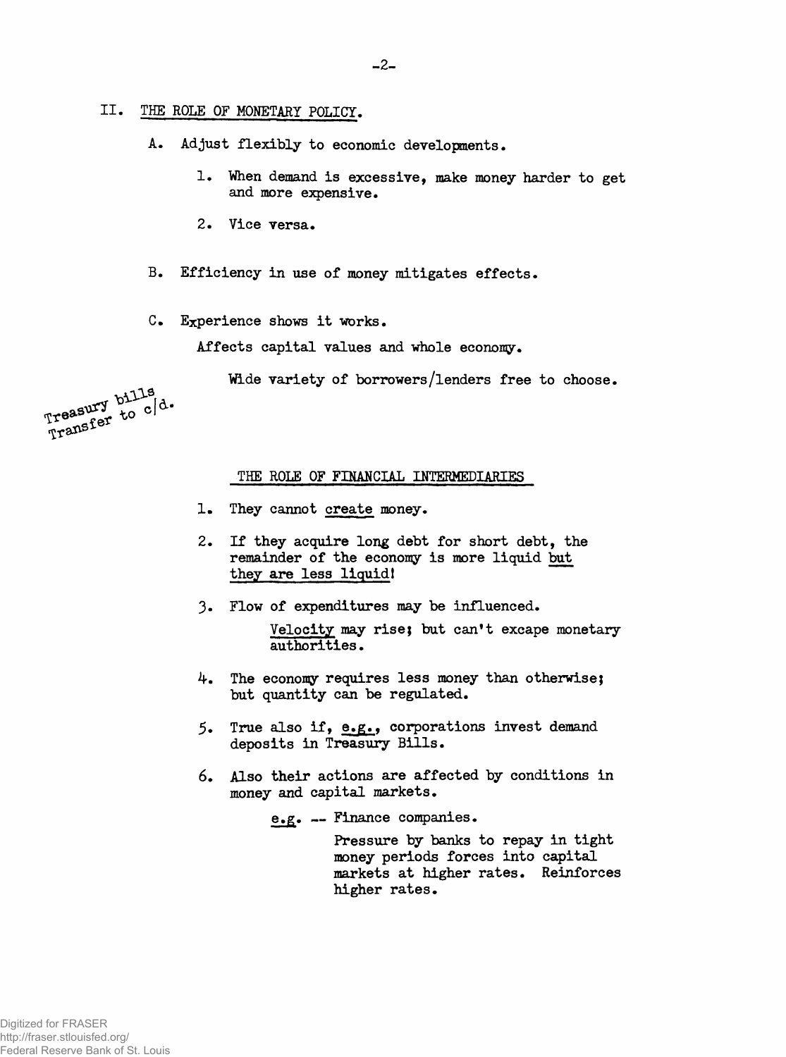## II. THE ROLE OF MONETARY POLICY.

A. Adjust flexibly to economic developments.

1. When demand is excessive, make money harder to get and more expensive.

2. Vice versa.

B. Efficiency in use of money mitigates effects.

C. Experience shows it works.

Affects capital values and whole economy.

Wide variety of borrowers/lenders free to choose.

Treasury bills
Transfer to c/d.

### THE ROLE OF FINANCIAL INTERMEDIARIES

1. They cannot create money.

2. If they acquire long debt for short debt, the remainder of the economy is more liquid but they are less liquid!

3. Flow of expenditures may be influenced.

   Velocity may rise; but can't excape monetary authorities.

4. The economy requires less money than otherwise; but quantity can be regulated.

5. True also if, e.g., corporations invest demand deposits in Treasury Bills.

6. Also their actions are affected by conditions in money and capital markets.

   e.g. -- Finance companies.

   Pressure by banks to repay in tight money periods forces into capital markets at higher rates. Reinforces higher rates.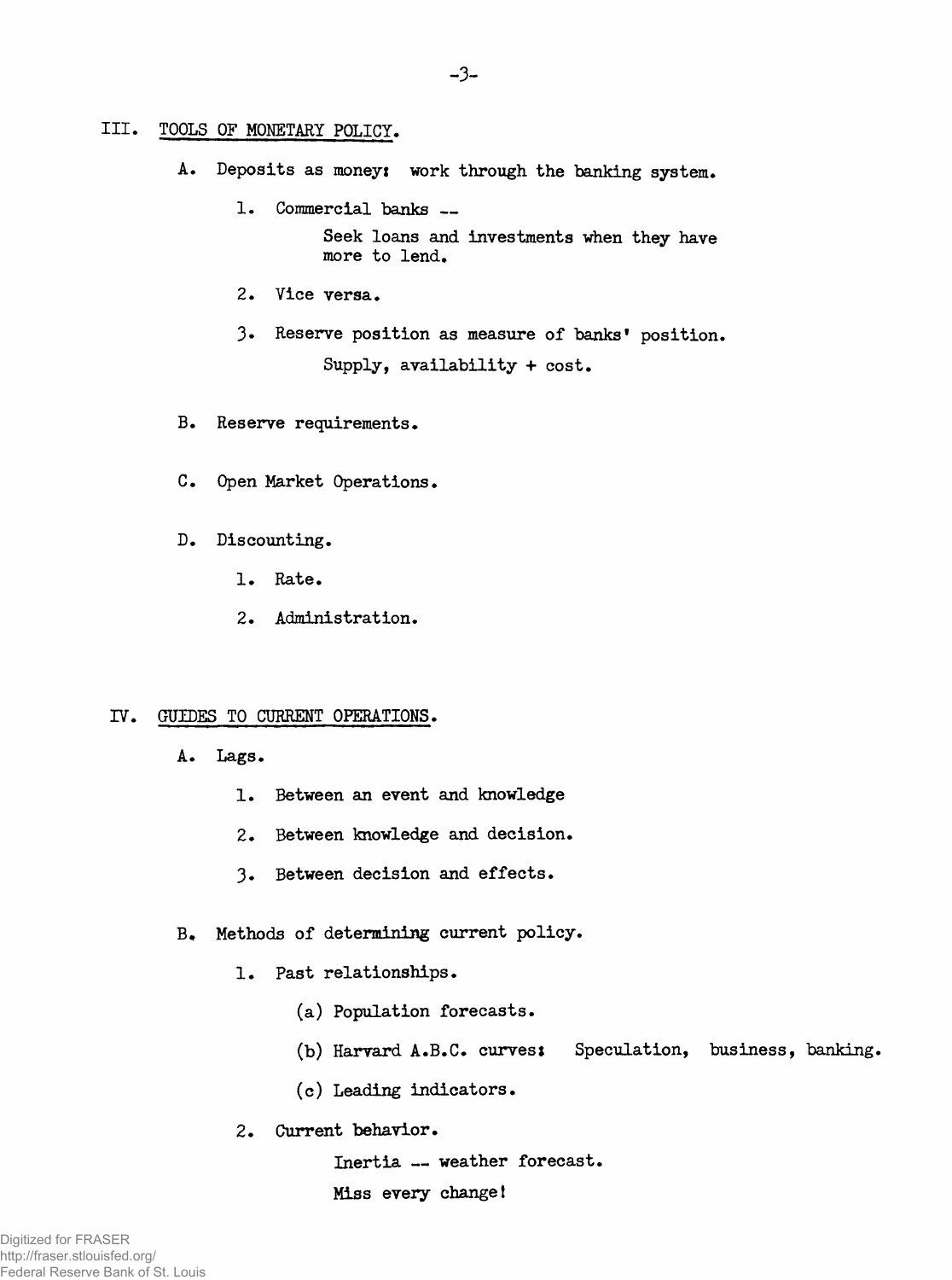## III. TOOLS OF MONETARY POLICY.

A. Deposits as money: work through the banking system.

1. Commercial banks --

   Seek loans and investments when they have more to lend.

2. Vice versa.

3. Reserve position as measure of banks' position.

   Supply, availability + cost.

B. Reserve requirements.

C. Open Market Operations.

D. Discounting.

1. Rate.

2. Administration.

## IV. GUIDES TO CURRENT OPERATIONS.

A. Lags.

1. Between an event and knowledge

2. Between knowledge and decision.

3. Between decision and effects.

B. Methods of determining current policy.

1. Past relationships.

   (a) Population forecasts.

   (b) Harvard A.B.C. curves: Speculation, business, banking.

   (c) Leading indicators.

2. Current behavior.

   Inertia -- weather forecast.

   Miss every change!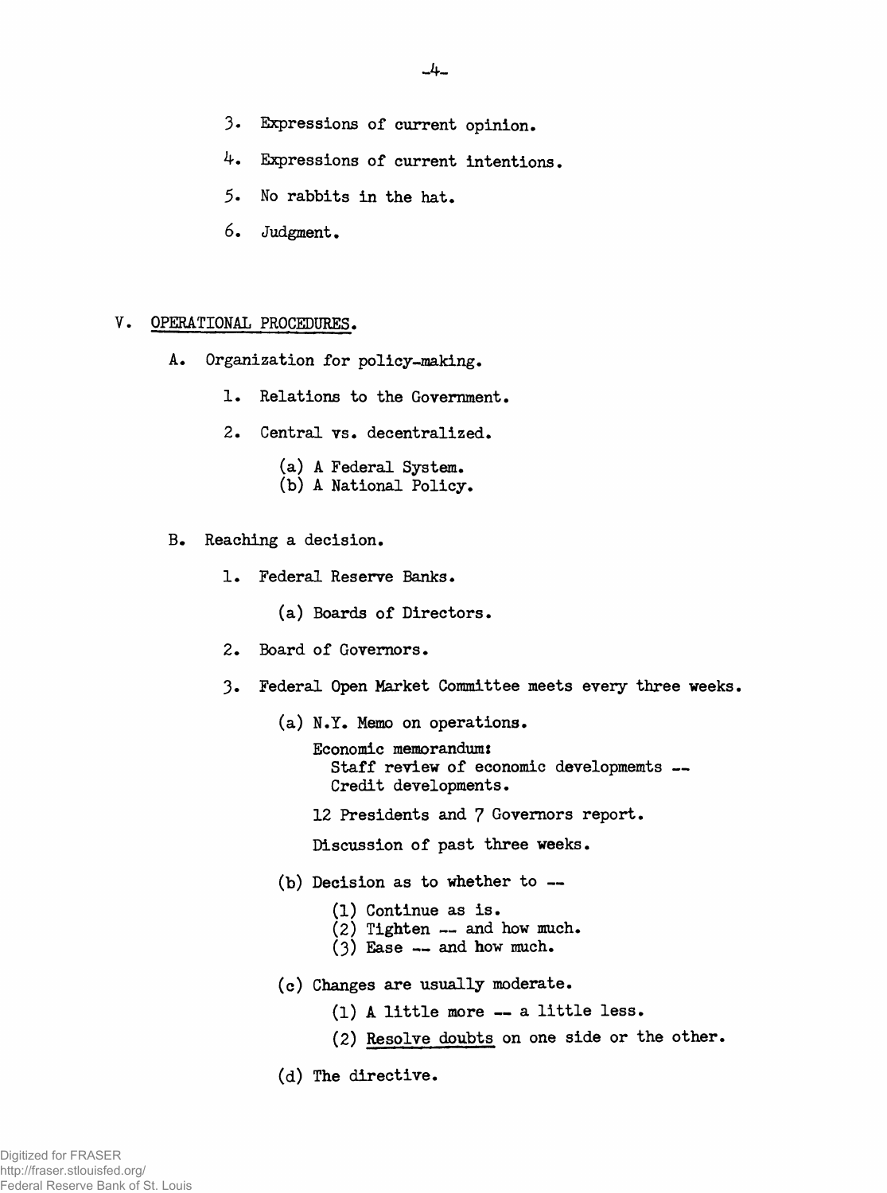3. Expressions of current opinion.

4. Expressions of current intentions.

5. No rabbits in the hat.

6. Judgment.

V. <u>OPERATIONAL PROCEDURES</u>.

A. Organization for policy-making.

1. Relations to the Government.

2. Central vs. decentralized.

   (a) A Federal System.
   (b) A National Policy.

B. Reaching a decision.

1. Federal Reserve Banks.

   (a) Boards of Directors.

2. Board of Governors.

3. Federal Open Market Committee meets every three weeks.

   (a) N.Y. Memo on operations.

   Economic memorandum:
   Staff review of economic developmemts --
   Credit developments.

   12 Presidents and 7 Governors report.

   Discussion of past three weeks.

   (b) Decision as to whether to --

   (1) Continue as is.
   (2) Tighten -- and how much.
   (3) Ease -- and how much.

   (c) Changes are usually moderate.

   (1) A little more -- a little less.

   (2) <u>Resolve doubts</u> on one side or the other.

   (d) The directive.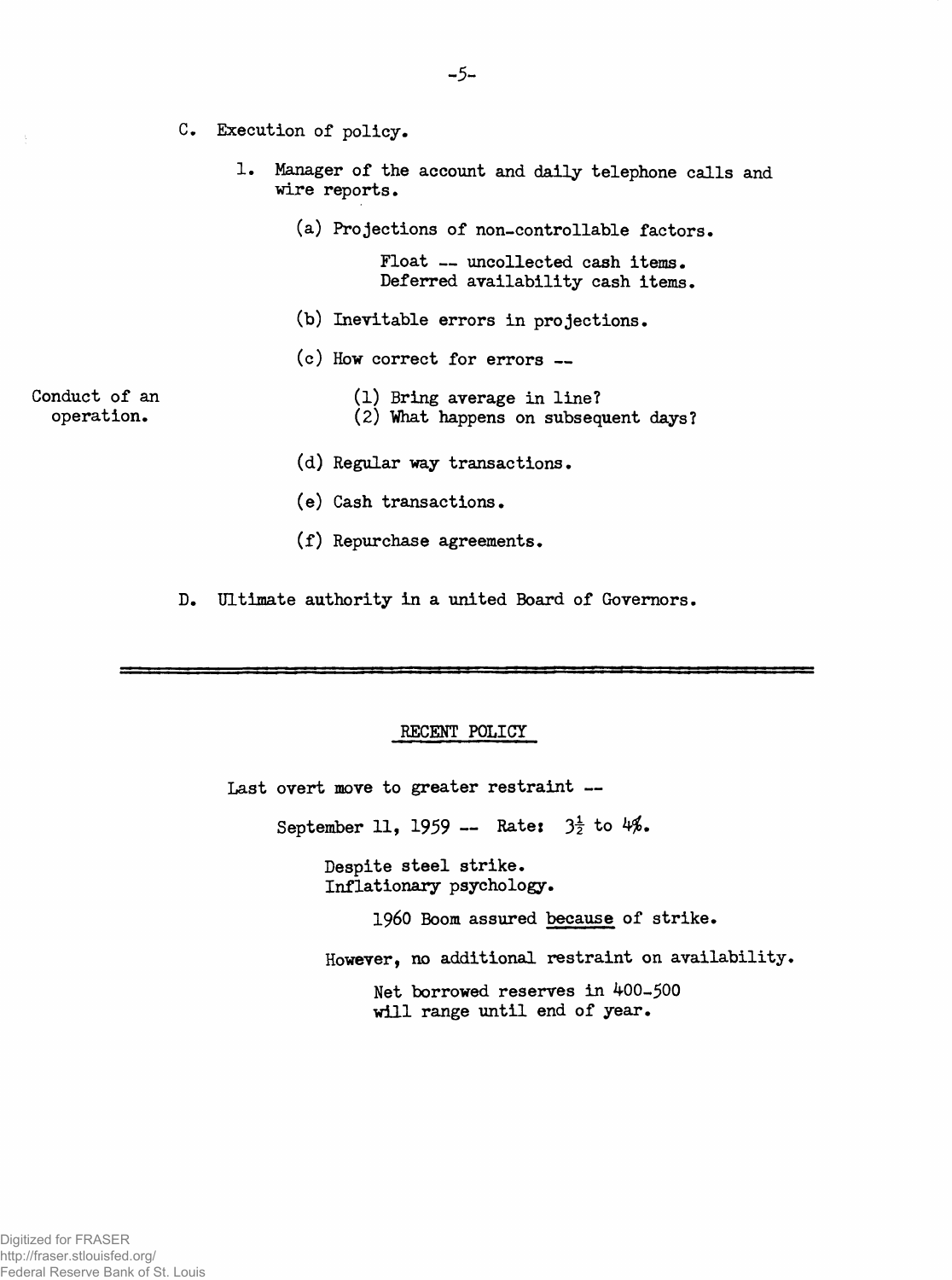C. Execution of policy.

1. Manager of the account and daily telephone calls and wire reports.

    (a) Projections of non-controllable factors.

    Float -- uncollected cash items.
    Deferred availability cash items.

    (b) Inevitable errors in projections.

    (c) How correct for errors --

    Conduct of an operation.

    (1) Bring average in line?
    (2) What happens on subsequent days?

    (d) Regular way transactions.

    (e) Cash transactions.

    (f) Repurchase agreements.

D. Ultimate authority in a united Board of Governors.

---

## RECENT POLICY

Last overt move to greater restraint --

September 11, 1959 -- Rate: $3\frac{1}{2}$ to 4%.

Despite steel strike.
Inflationary psychology.

1960 Boom assured <u>because</u> of strike.

However, no additional restraint on availability.

Net borrowed reserves in 400-500 will range until end of year.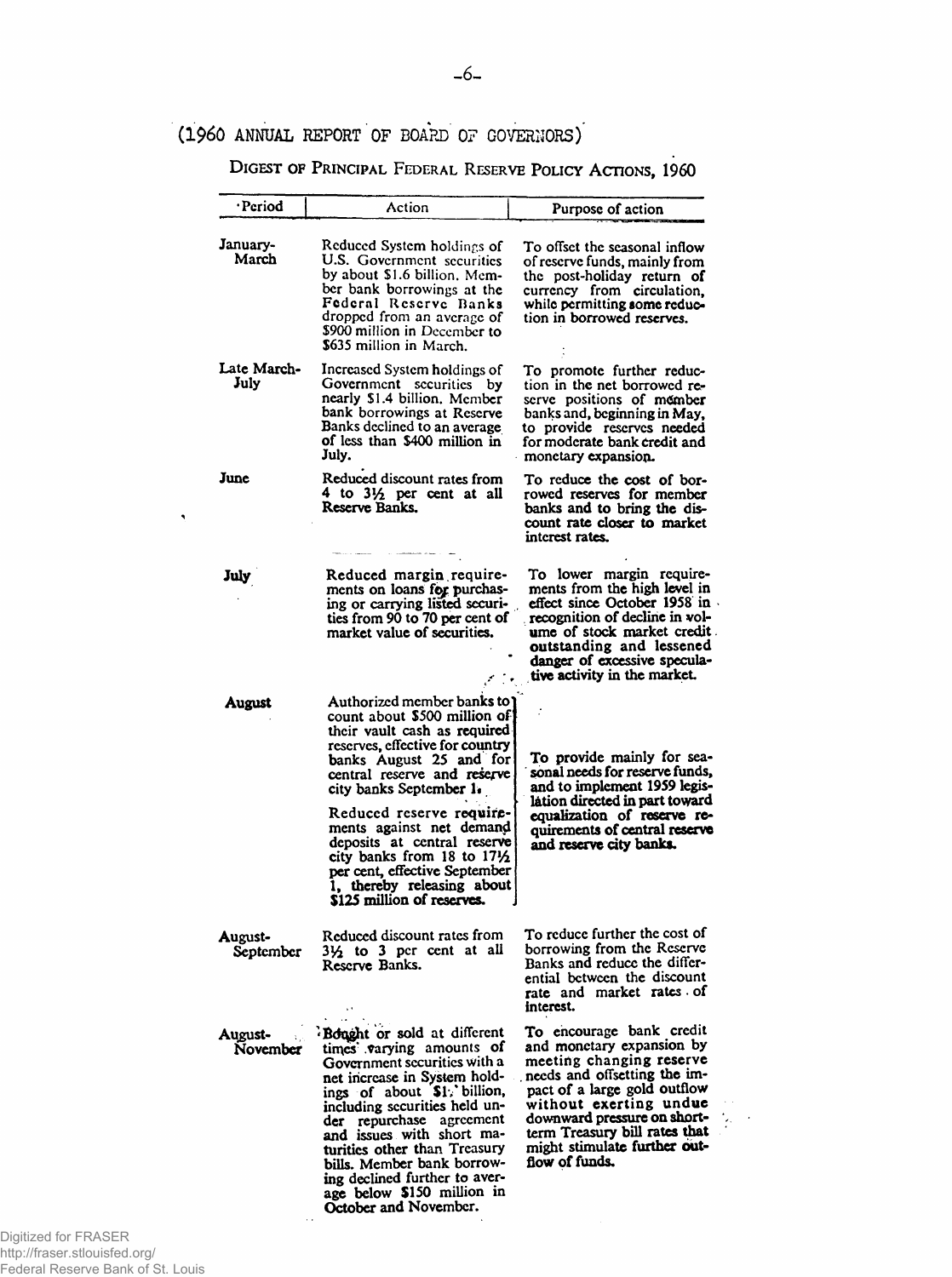(1960 ANNUAL REPORT OF BOARD OF GOVERNORS)

## DIGEST OF PRINCIPAL FEDERAL RESERVE POLICY ACTIONS, 1960

| Period | Action | Purpose of action |
|---|---|---|
| January-March | Reduced System holdings of U.S. Government securities by about $1.6 billion. Member bank borrowings at the Federal Reserve Banks dropped from an average of $900 million in December to $635 million in March. | To offset the seasonal inflow of reserve funds, mainly from the post-holiday return of currency from circulation, while permitting some reduction in borrowed reserves. |
| Late March-July | Increased System holdings of Government securities by nearly $1.4 billion. Member bank borrowings at Reserve Banks declined to an average of less than $400 million in July. | To promote further reduction in the net borrowed reserve positions of member banks and, beginning in May, to provide reserves needed for moderate bank credit and monetary expansion. |
| June | Reduced discount rates from 4 to 3½ per cent at all Reserve Banks. | To reduce the cost of borrowed reserves for member banks and to bring the discount rate closer to market interest rates. |
| July | Reduced margin requirements on loans for purchasing or carrying listed securities from 90 to 70 per cent of market value of securities. | To lower margin requirements from the high level in effect since October 1958 in recognition of decline in volume of stock market credit outstanding and lessened danger of excessive speculative activity in the market. |
| August | Authorized member banks to count about $500 million of their vault cash as required reserves, effective for country banks August 25 and for central reserve and reserve city banks September 1. Reduced reserve requirements against net demand deposits at central reserve city banks from 18 to 17½ per cent, effective September 1, thereby releasing about $125 million of reserves. | To provide mainly for seasonal needs for reserve funds, and to implement 1959 legislation directed in part toward equalization of reserve requirements of central reserve and reserve city banks. |
| August-September | Reduced discount rates from 3½ to 3 per cent at all Reserve Banks. | To reduce further the cost of borrowing from the Reserve Banks and reduce the differential between the discount rate and market rates of interest. |
| August-November | Bought or sold at different times varying amounts of Government securities with a net increase in System holdings of about $1½ billion, including securities held under repurchase agreement and issues with short maturities other than Treasury bills. Member bank borrowing declined further to average below $150 million in October and November. | To encourage bank credit and monetary expansion by meeting changing reserve needs and offsetting the impact of a large gold outflow without exerting undue downward pressure on short-term Treasury bill rates that might stimulate further outflow of funds. |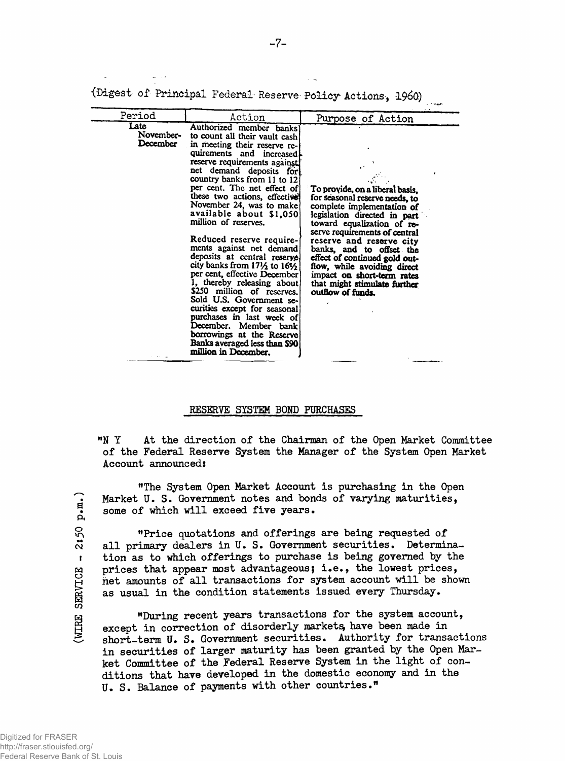(Digest of Principal Federal Reserve Policy Actions, 1960)

| Period | Action | Purpose of Action |
| --- | --- | --- |
| Late November-December | Authorized member banks to count all their vault cash in meeting their reserve requirements and increased reserve requirements against net demand deposits for country banks from 11 to 12 per cent. The net effect of these two actions, effective November 24, was to make available about $1,050 million of reserves.<br><br>Reduced reserve requirements against net demand deposits at central reserve city banks from 17½ to 16½ per cent, effective December 1, thereby releasing about $250 million of reserves. Sold U.S. Government securities except for seasonal purchases in last week of December. Member bank borrowings at the Reserve Banks averaged less than $90 million in December. | To provide, on a liberal basis, for seasonal reserve needs, to complete implementation of legislation directed in part toward equalization of reserve requirements of central reserve and reserve city banks, and to offset the effect of continued gold outflow, while avoiding direct impact on short-term rates that might stimulate further outflow of funds. |

## RESERVE SYSTEM BOND PURCHASES

"N Y At the direction of the Chairman of the Open Market Committee of the Federal Reserve System the Manager of the System Open Market Account announced:

"The System Open Market Account is purchasing in the Open Market U. S. Government notes and bonds of varying maturities, some of which will exceed five years.

"Price quotations and offerings are being requested of all primary dealers in U. S. Government securities. Determination as to which offerings to purchase is being governed by the prices that appear most advantageous; i.e., the lowest prices, net amounts of all transactions for system account will be shown as usual in the condition statements issued every Thursday.

"During recent years transactions for the system account, except in correction of disorderly markets, have been made in short-term U. S. Government securities. Authority for transactions in securities of larger maturity has been granted by the Open Market Committee of the Federal Reserve System in the light of conditions that have developed in the domestic economy and in the U. S. Balance of payments with other countries."

(WIRE SERVICE - 2:50 p.m.)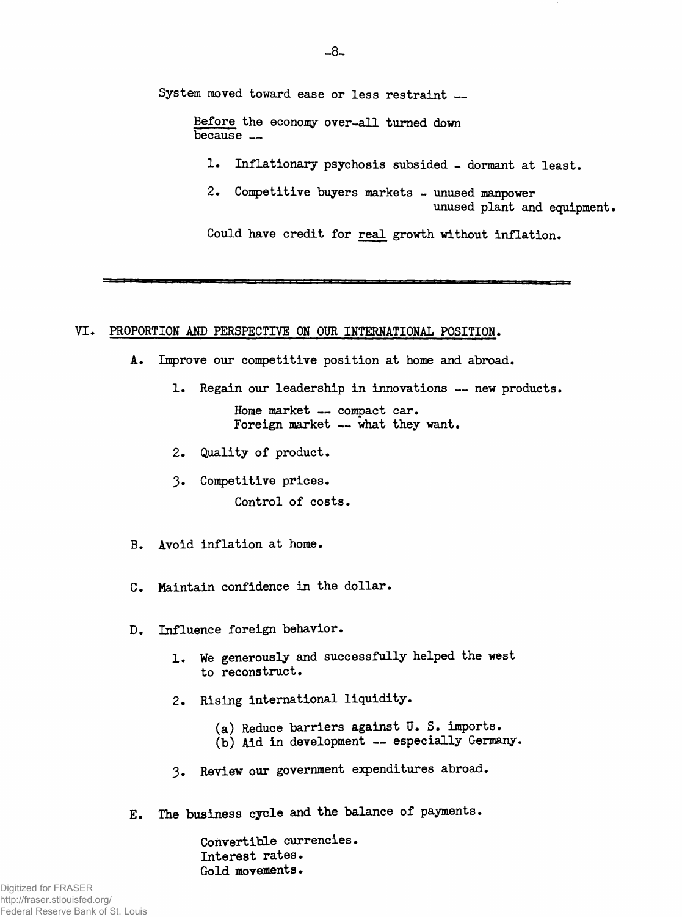System moved toward ease or less restraint --

Before the economy over-all turned down because --

1. Inflationary psychosis subsided - dormant at least.

2. Competitive buyers markets - unused manpower
   unused plant and equipment.

Could have credit for real growth without inflation.

---

## VI. PROPORTION AND PERSPECTIVE ON OUR INTERNATIONAL POSITION.

A. Improve our competitive position at home and abroad.

1. Regain our leadership in innovations -- new products.

   Home market -- compact car.
   Foreign market -- what they want.

2. Quality of product.

3. Competitive prices.

   Control of costs.

B. Avoid inflation at home.

C. Maintain confidence in the dollar.

D. Influence foreign behavior.

1. We generously and successfully helped the west to reconstruct.

2. Rising international liquidity.

   (a) Reduce barriers against U. S. imports.
   (b) Aid in development -- especially Germany.

3. Review our government expenditures abroad.

E. The business cycle and the balance of payments.

   Convertible currencies.
   Interest rates.
   Gold movements.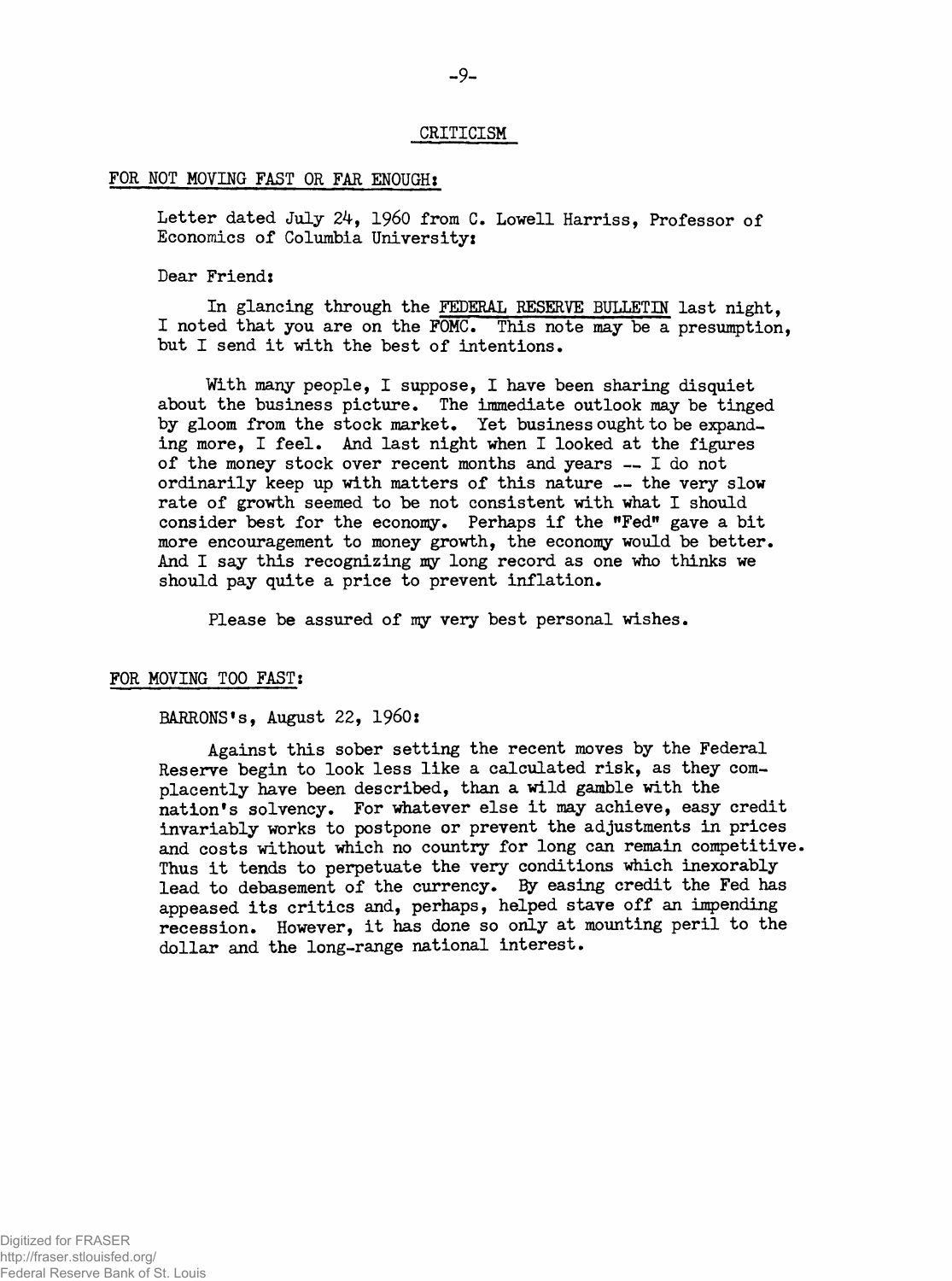## CRITICISM

### FOR NOT MOVING FAST OR FAR ENOUGH:

Letter dated July 24, 1960 from C. Lowell Harriss, Professor of Economics of Columbia University:

Dear Friend:

In glancing through the FEDERAL RESERVE BULLETIN last night, I noted that you are on the FOMC. This note may be a presumption, but I send it with the best of intentions.

With many people, I suppose, I have been sharing disquiet about the business picture. The immediate outlook may be tinged by gloom from the stock market. Yet business ought to be expanding more, I feel. And last night when I looked at the figures of the money stock over recent months and years -- I do not ordinarily keep up with matters of this nature -- the very slow rate of growth seemed to be not consistent with what I should consider best for the economy. Perhaps if the "Fed" gave a bit more encouragement to money growth, the economy would be better. And I say this recognizing my long record as one who thinks we should pay quite a price to prevent inflation.

Please be assured of my very best personal wishes.

### FOR MOVING TOO FAST:

BARRONS's, August 22, 1960:

Against this sober setting the recent moves by the Federal Reserve begin to look less like a calculated risk, as they complacently have been described, than a wild gamble with the nation's solvency. For whatever else it may achieve, easy credit invariably works to postpone or prevent the adjustments in prices and costs without which no country for long can remain competitive. Thus it tends to perpetuate the very conditions which inexorably lead to debasement of the currency. By easing credit the Fed has appeased its critics and, perhaps, helped stave off an impending recession. However, it has done so only at mounting peril to the dollar and the long-range national interest.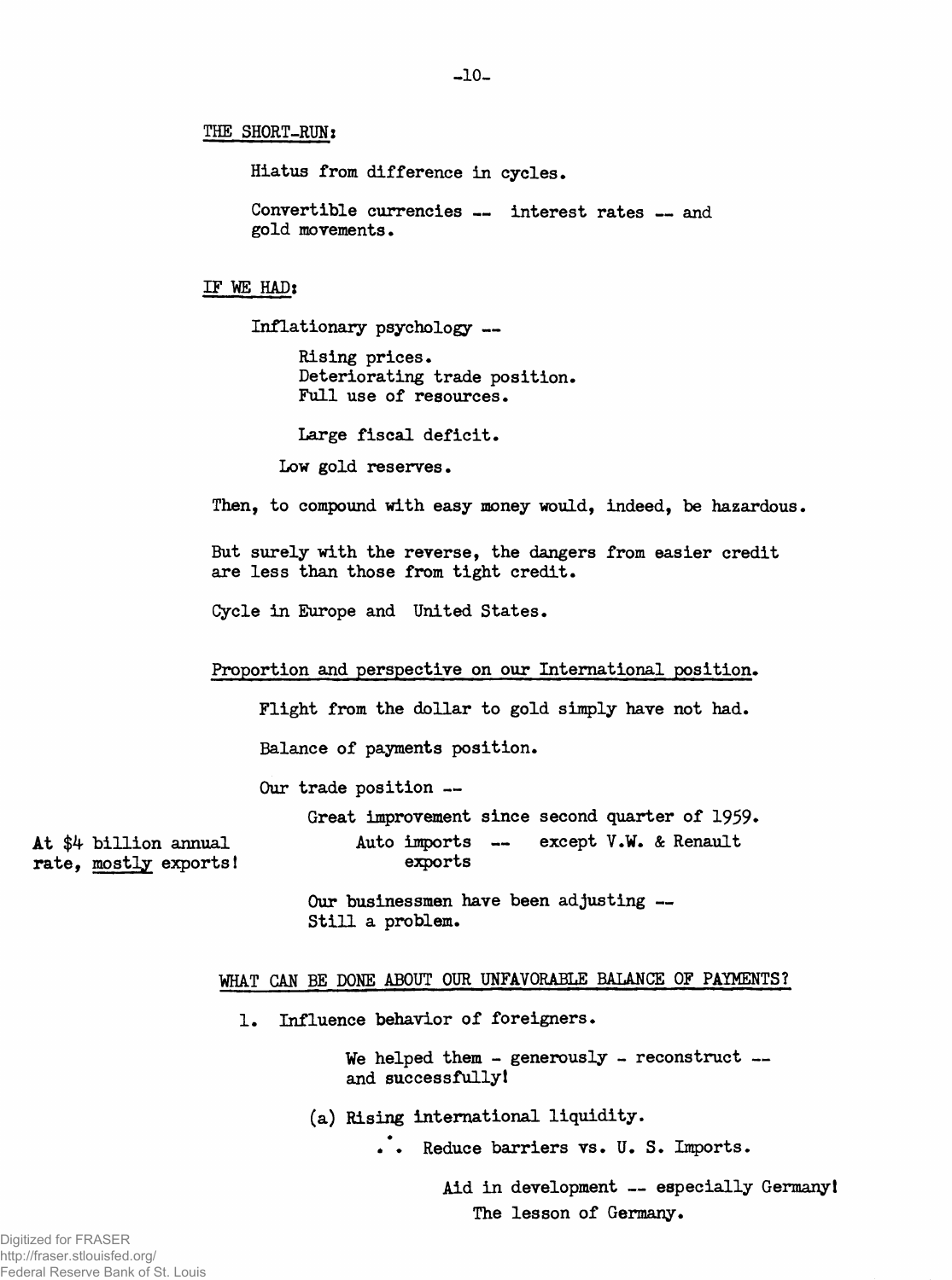THE SHORT-RUN:

Hiatus from difference in cycles.

Convertible currencies -- interest rates -- and gold movements.

IF WE HAD:

Inflationary psychology --

Rising prices.
Deteriorating trade position.
Full use of resources.

Large fiscal deficit.

Low gold reserves.

Then, to compound with easy money would, indeed, be hazardous.

But surely with the reverse, the dangers from easier credit are less than those from tight credit.

Cycle in Europe and United States.

Proportion and perspective on our International position.

Flight from the dollar to gold simply have not had.

Balance of payments position.

Our trade position --

Great improvement since second quarter of 1959.

At $4 billion annual rate, mostly exports!

Auto imports -- except V.W. & Renault exports

Our businessmen have been adjusting --
Still a problem.

WHAT CAN BE DONE ABOUT OUR UNFAVORABLE BALANCE OF PAYMENTS?

1. Influence behavior of foreigners.

We helped them - generously - reconstruct -- and successfully!

(a) Rising international liquidity.

∴ Reduce barriers vs. U. S. Imports.

Aid in development -- especially Germany!
The lesson of Germany.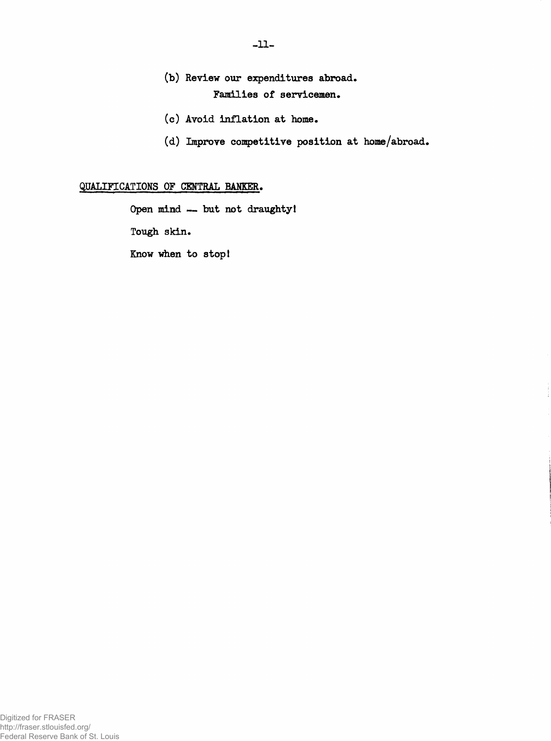(b) Review our expenditures abroad.
   Families of servicemen.

(c) Avoid inflation at home.

(d) Improve competitive position at home/abroad.

## QUALIFICATIONS OF CENTRAL BANKER.

Open mind -- but not draughty!

Tough skin.

Know when to stop!